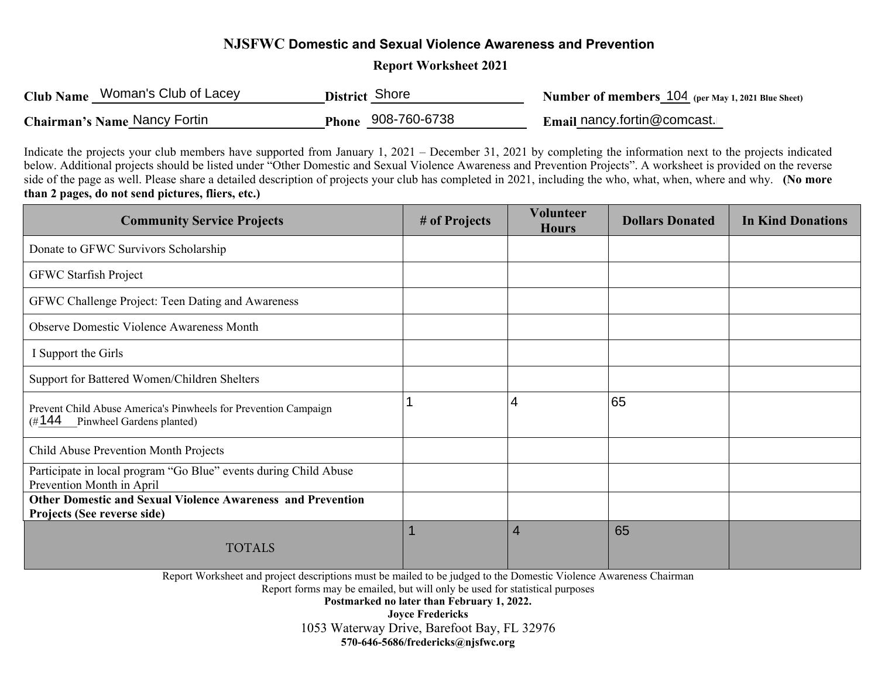# NJSFWC Domestic and Sexual Violence Awareness and Prevention

**Report Worksheet 2021**

**Club Name** Woman's Club of Lacey **District** Shore **Number of members** 104 **(per May 1, 2021 Blue Sheet)**

**Chairman's Name** Nancy Fortin **Phone** 908-760-6738 **Email** nancy.fortin@comcast.

Indicate the projects your club members have supported from January 1, 2021 – December 31, 2021 by completing the information next to the projects indicated below. Additional projects should be listed under "Other Domestic and Sexual Violence Awareness and Prevention Projects". A worksheet is provided on the reverse side of the page as well. Please share a detailed description of projects your club has completed in 2021, including the who, what, when, where and why. **(No more than 2 pages, do not send pictures, fliers, etc.)**

| Community Service Projects | # of Projects | Volunteer Hours | Dollars Donated | In Kind Donations |
|---|---|---|---|---|
| Donate to GFWC Survivors Scholarship | | | | |
| GFWC Starfish Project | | | | |
| GFWC Challenge Project: Teen Dating and Awareness | | | | |
| Observe Domestic Violence Awareness Month | | | | |
| I Support the Girls | | | | |
| Support for Battered Women/Children Shelters | | | | |
| Prevent Child Abuse America's Pinwheels for Prevention Campaign (# 144 Pinwheel Gardens planted) | 1 | 4 | 65 | |
| Child Abuse Prevention Month Projects | | | | |
| Participate in local program "Go Blue" events during Child Abuse Prevention Month in April | | | | |
| **Other Domestic and Sexual Violence Awareness and Prevention Projects (See reverse side)** | | | | |
| TOTALS | 1 | 4 | 65 | |

Report Worksheet and project descriptions must be mailed to be judged to the Domestic Violence Awareness Chairman

Report forms may be emailed, but will only be used for statistical purposes

**Postmarked no later than February 1, 2022.**

**Joyce Fredericks**

1053 Waterway Drive, Barefoot Bay, FL 32976

**570-646-5686/fredericks@njsfwc.org**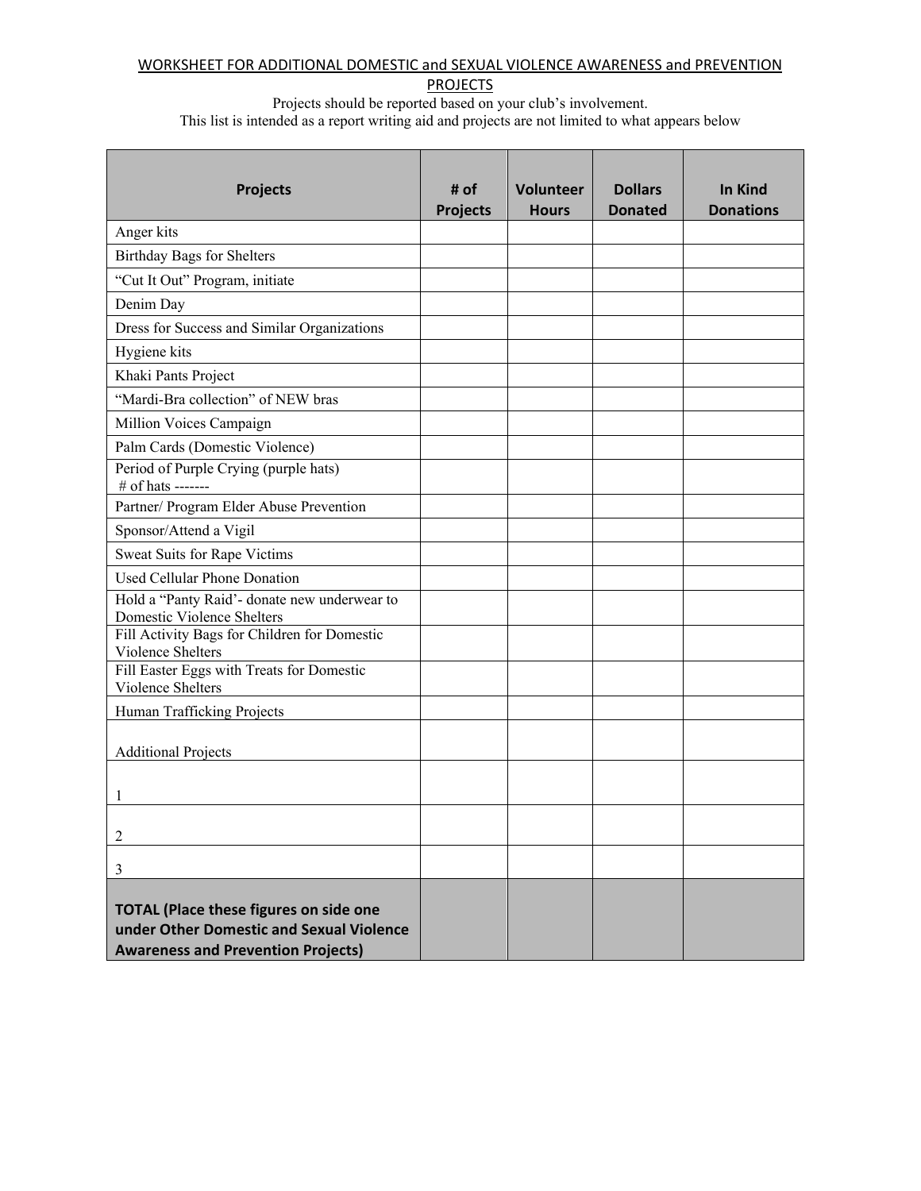## WORKSHEET FOR ADDITIONAL DOMESTIC and SEXUAL VIOLENCE AWARENESS and PREVENTION PROJECTS

Projects should be reported based on your club's involvement.
This list is intended as a report writing aid and projects are not limited to what appears below

| Projects | # of Projects | Volunteer Hours | Dollars Donated | In Kind Donations |
|---|---|---|---|---|
| Anger kits | | | | |
| Birthday Bags for Shelters | | | | |
| "Cut It Out" Program, initiate | | | | |
| Denim Day | | | | |
| Dress for Success and Similar Organizations | | | | |
| Hygiene kits | | | | |
| Khaki Pants Project | | | | |
| "Mardi-Bra collection" of NEW bras | | | | |
| Million Voices Campaign | | | | |
| Palm Cards (Domestic Violence) | | | | |
| Period of Purple Crying (purple hats) # of hats ------- | | | | |
| Partner/ Program Elder Abuse Prevention | | | | |
| Sponsor/Attend a Vigil | | | | |
| Sweat Suits for Rape Victims | | | | |
| Used Cellular Phone Donation | | | | |
| Hold a "Panty Raid'- donate new underwear to Domestic Violence Shelters | | | | |
| Fill Activity Bags for Children for Domestic Violence Shelters | | | | |
| Fill Easter Eggs with Treats for Domestic Violence Shelters | | | | |
| Human Trafficking Projects | | | | |
| Additional Projects | | | | |
| 1 | | | | |
| 2 | | | | |
| 3 | | | | |
| **TOTAL (Place these figures on side one under Other Domestic and Sexual Violence Awareness and Prevention Projects)** | | | | |